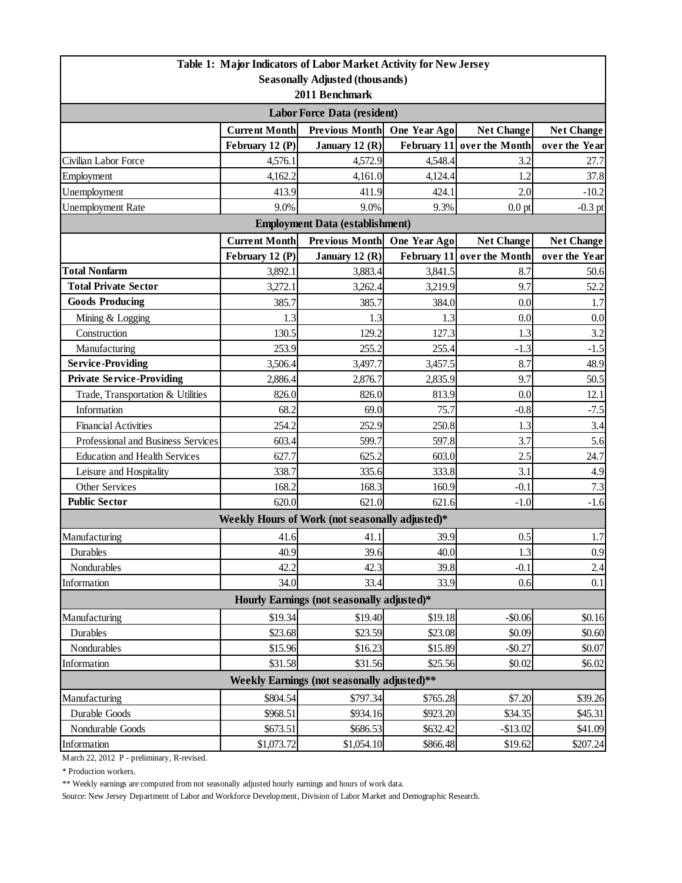| Table 1: Major Indicators of Labor Market Activity for New Jersey<br>Seasonally Adjusted (thousands)<br>2011 Benchmark | | | | | |
|---|---|---|---|---|---|
| **Labor Force Data (resident)** | | | | | |
| | **Current Month** | **Previous Month** | **One Year Ago** | **Net Change** | **Net Change** |
| | **February 12 (P)** | **January 12 (R)** | **February 11** | **over the Month** | **over the Year** |
| Civilian Labor Force | 4,576.1 | 4,572.9 | 4,548.4 | 3.2 | 27.7 |
| Employment | 4,162.2 | 4,161.0 | 4,124.4 | 1.2 | 37.8 |
| Unemployment | 413.9 | 411.9 | 424.1 | 2.0 | -10.2 |
| Unemployment Rate | 9.0% | 9.0% | 9.3% | 0.0 pt | -0.3 pt |
| **Employment Data (establishment)** | | | | | |
| | **Current Month** | **Previous Month** | **One Year Ago** | **Net Change** | **Net Change** |
| | **February 12 (P)** | **January 12 (R)** | **February 11** | **over the Month** | **over the Year** |
| **Total Nonfarm** | 3,892.1 | 3,883.4 | 3,841.5 | 8.7 | 50.6 |
| **Total Private Sector** | 3,272.1 | 3,262.4 | 3,219.9 | 9.7 | 52.2 |
| **Goods Producing** | 385.7 | 385.7 | 384.0 | 0.0 | 1.7 |
| Mining & Logging | 1.3 | 1.3 | 1.3 | 0.0 | 0.0 |
| Construction | 130.5 | 129.2 | 127.3 | 1.3 | 3.2 |
| Manufacturing | 253.9 | 255.2 | 255.4 | -1.3 | -1.5 |
| **Service-Providing** | 3,506.4 | 3,497.7 | 3,457.5 | 8.7 | 48.9 |
| **Private Service-Providing** | 2,886.4 | 2,876.7 | 2,835.9 | 9.7 | 50.5 |
| Trade, Transportation & Utilities | 826.0 | 826.0 | 813.9 | 0.0 | 12.1 |
| Information | 68.2 | 69.0 | 75.7 | -0.8 | -7.5 |
| Financial Activities | 254.2 | 252.9 | 250.8 | 1.3 | 3.4 |
| Professional and Business Services | 603.4 | 599.7 | 597.8 | 3.7 | 5.6 |
| Education and Health Services | 627.7 | 625.2 | 603.0 | 2.5 | 24.7 |
| Leisure and Hospitality | 338.7 | 335.6 | 333.8 | 3.1 | 4.9 |
| Other Services | 168.2 | 168.3 | 160.9 | -0.1 | 7.3 |
| **Public Sector** | 620.0 | 621.0 | 621.6 | -1.0 | -1.6 |
| **Weekly Hours of Work (not seasonally adjusted)*** | | | | | |
| Manufacturing | 41.6 | 41.1 | 39.9 | 0.5 | 1.7 |
| Durables | 40.9 | 39.6 | 40.0 | 1.3 | 0.9 |
| Nondurables | 42.2 | 42.3 | 39.8 | -0.1 | 2.4 |
| Information | 34.0 | 33.4 | 33.9 | 0.6 | 0.1 |
| **Hourly Earnings (not seasonally adjusted)*** | | | | | |
| Manufacturing | $19.34 | $19.40 | $19.18 | -$0.06 | $0.16 |
| Durables | $23.68 | $23.59 | $23.08 | $0.09 | $0.60 |
| Nondurables | $15.96 | $16.23 | $15.89 | -$0.27 | $0.07 |
| Information | $31.58 | $31.56 | $25.56 | $0.02 | $6.02 |
| **Weekly Earnings (not seasonally adjusted)**** | | | | | |
| Manufacturing | $804.54 | $797.34 | $765.28 | $7.20 | $39.26 |
| Durable Goods | $968.51 | $934.16 | $923.20 | $34.35 | $45.31 |
| Nondurable Goods | $673.51 | $686.53 | $632.42 | -$13.02 | $41.09 |
| Information | $1,073.72 | $1,054.10 | $866.48 | $19.62 | $207.24 |

March 22, 2012 P - preliminary, R-revised.

* Production workers.

** Weekly earnings are computed from not seasonally adjusted hourly earnings and hours of work data.

Source: New Jersey Department of Labor and Workforce Development, Division of Labor Market and Demographic Research.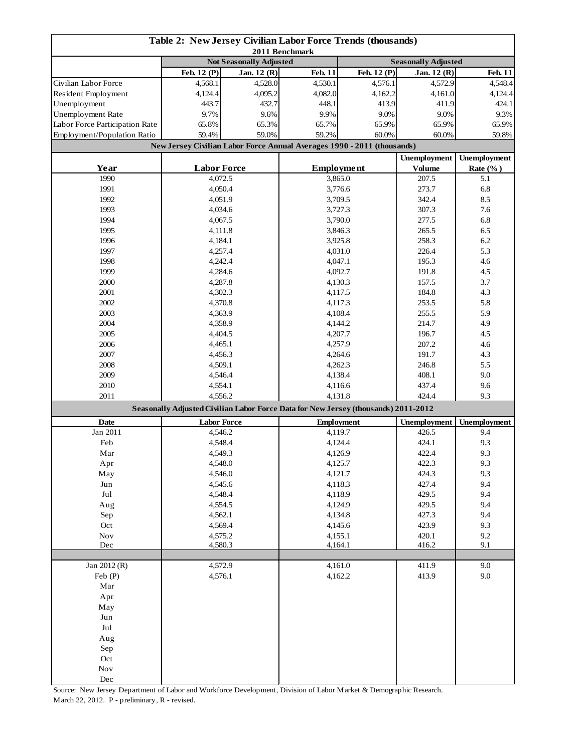# Table 2: New Jersey Civilian Labor Force Trends (thousands)

2011 Benchmark

| | Not Seasonally Adjusted | | | Seasonally Adjusted | | |
|---|---|---|---|---|---|---|
| | Feb. 12 (P) | Jan. 12 (R) | Feb. 11 | Feb. 12 (P) | Jan. 12 (R) | Feb. 11 |
| Civilian Labor Force | 4,568.1 | 4,528.0 | 4,530.1 | 4,576.1 | 4,572.9 | 4,548.4 |
| Resident Employment | 4,124.4 | 4,095.2 | 4,082.0 | 4,162.2 | 4,161.0 | 4,124.4 |
| Unemployment | 443.7 | 432.7 | 448.1 | 413.9 | 411.9 | 424.1 |
| Unemployment Rate | 9.7% | 9.6% | 9.9% | 9.0% | 9.0% | 9.3% |
| Labor Force Participation Rate | 65.8% | 65.3% | 65.7% | 65.9% | 65.9% | 65.9% |
| Employment/Population Ratio | 59.4% | 59.0% | 59.2% | 60.0% | 60.0% | 59.8% |

## New Jersey Civilian Labor Force Annual Averages 1990 - 2011 (thousands)

| Year | Labor Force | Employment | Unemployment Volume | Unemployment Rate (%) |
|---|---|---|---|---|
| 1990 | 4,072.5 | 3,865.0 | 207.5 | 5.1 |
| 1991 | 4,050.4 | 3,776.6 | 273.7 | 6.8 |
| 1992 | 4,051.9 | 3,709.5 | 342.4 | 8.5 |
| 1993 | 4,034.6 | 3,727.3 | 307.3 | 7.6 |
| 1994 | 4,067.5 | 3,790.0 | 277.5 | 6.8 |
| 1995 | 4,111.8 | 3,846.3 | 265.5 | 6.5 |
| 1996 | 4,184.1 | 3,925.8 | 258.3 | 6.2 |
| 1997 | 4,257.4 | 4,031.0 | 226.4 | 5.3 |
| 1998 | 4,242.4 | 4,047.1 | 195.3 | 4.6 |
| 1999 | 4,284.6 | 4,092.7 | 191.8 | 4.5 |
| 2000 | 4,287.8 | 4,130.3 | 157.5 | 3.7 |
| 2001 | 4,302.3 | 4,117.5 | 184.8 | 4.3 |
| 2002 | 4,370.8 | 4,117.3 | 253.5 | 5.8 |
| 2003 | 4,363.9 | 4,108.4 | 255.5 | 5.9 |
| 2004 | 4,358.9 | 4,144.2 | 214.7 | 4.9 |
| 2005 | 4,404.5 | 4,207.7 | 196.7 | 4.5 |
| 2006 | 4,465.1 | 4,257.9 | 207.2 | 4.6 |
| 2007 | 4,456.3 | 4,264.6 | 191.7 | 4.3 |
| 2008 | 4,509.1 | 4,262.3 | 246.8 | 5.5 |
| 2009 | 4,546.4 | 4,138.4 | 408.1 | 9.0 |
| 2010 | 4,554.1 | 4,116.6 | 437.4 | 9.6 |
| 2011 | 4,556.2 | 4,131.8 | 424.4 | 9.3 |

## Seasonally Adjusted Civilian Labor Force Data for New Jersey (thousands) 2011-2012

| Date | Labor Force | Employment | Unemployment | Unemployment |
|---|---|---|---|---|
| Jan 2011 | 4,546.2 | 4,119.7 | 426.5 | 9.4 |
| Feb | 4,548.4 | 4,124.4 | 424.1 | 9.3 |
| Mar | 4,549.3 | 4,126.9 | 422.4 | 9.3 |
| Apr | 4,548.0 | 4,125.7 | 422.3 | 9.3 |
| May | 4,546.0 | 4,121.7 | 424.3 | 9.3 |
| Jun | 4,545.6 | 4,118.3 | 427.4 | 9.4 |
| Jul | 4,548.4 | 4,118.9 | 429.5 | 9.4 |
| Aug | 4,554.5 | 4,124.9 | 429.5 | 9.4 |
| Sep | 4,562.1 | 4,134.8 | 427.3 | 9.4 |
| Oct | 4,569.4 | 4,145.6 | 423.9 | 9.3 |
| Nov | 4,575.2 | 4,155.1 | 420.1 | 9.2 |
| Dec | 4,580.3 | 4,164.1 | 416.2 | 9.1 |
| | | | | |
| Jan 2012 (R) | 4,572.9 | 4,161.0 | 411.9 | 9.0 |
| Feb (P) | 4,576.1 | 4,162.2 | 413.9 | 9.0 |
| Mar | | | | |
| Apr | | | | |
| May | | | | |
| Jun | | | | |
| Jul | | | | |
| Aug | | | | |
| Sep | | | | |
| Oct | | | | |
| Nov | | | | |
| Dec | | | | |

Source: New Jersey Department of Labor and Workforce Development, Division of Labor Market & Demographic Research. March 22, 2012. P - preliminary, R - revised.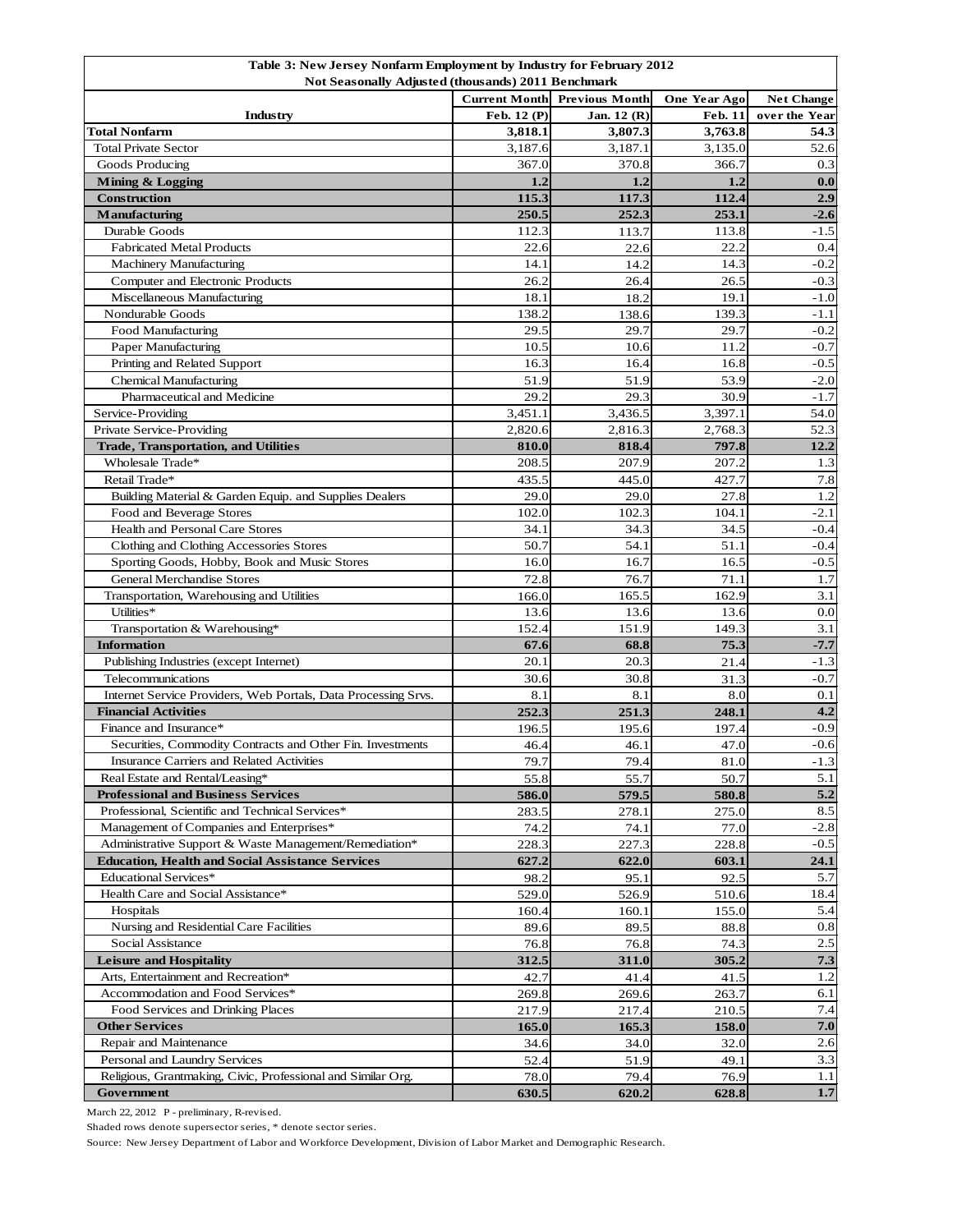**Table 3: New Jersey Nonfarm Employment by Industry for February 2012**
**Not Seasonally Adjusted (thousands) 2011 Benchmark**

| Industry | Current Month Feb. 12 (P) | Previous Month Jan. 12 (R) | One Year Ago Feb. 11 | Net Change over the Year |
|---|---|---|---|---|
| **Total Nonfarm** | **3,818.1** | **3,807.3** | **3,763.8** | **54.3** |
| Total Private Sector | 3,187.6 | 3,187.1 | 3,135.0 | 52.6 |
| Goods Producing | 367.0 | 370.8 | 366.7 | 0.3 |
| **Mining & Logging** | **1.2** | **1.2** | **1.2** | **0.0** |
| **Construction** | **115.3** | **117.3** | **112.4** | **2.9** |
| **Manufacturing** | **250.5** | **252.3** | **253.1** | **-2.6** |
| Durable Goods | 112.3 | 113.7 | 113.8 | -1.5 |
| Fabricated Metal Products | 22.6 | 22.6 | 22.2 | 0.4 |
| Machinery Manufacturing | 14.1 | 14.2 | 14.3 | -0.2 |
| Computer and Electronic Products | 26.2 | 26.4 | 26.5 | -0.3 |
| Miscellaneous Manufacturing | 18.1 | 18.2 | 19.1 | -1.0 |
| Nondurable Goods | 138.2 | 138.6 | 139.3 | -1.1 |
| Food Manufacturing | 29.5 | 29.7 | 29.7 | -0.2 |
| Paper Manufacturing | 10.5 | 10.6 | 11.2 | -0.7 |
| Printing and Related Support | 16.3 | 16.4 | 16.8 | -0.5 |
| Chemical Manufacturing | 51.9 | 51.9 | 53.9 | -2.0 |
| Pharmaceutical and Medicine | 29.2 | 29.3 | 30.9 | -1.7 |
| Service-Providing | 3,451.1 | 3,436.5 | 3,397.1 | 54.0 |
| Private Service-Providing | 2,820.6 | 2,816.3 | 2,768.3 | 52.3 |
| **Trade, Transportation, and Utilities** | **810.0** | **818.4** | **797.8** | **12.2** |
| Wholesale Trade* | 208.5 | 207.9 | 207.2 | 1.3 |
| Retail Trade* | 435.5 | 445.0 | 427.7 | 7.8 |
| Building Material & Garden Equip. and Supplies Dealers | 29.0 | 29.0 | 27.8 | 1.2 |
| Food and Beverage Stores | 102.0 | 102.3 | 104.1 | -2.1 |
| Health and Personal Care Stores | 34.1 | 34.3 | 34.5 | -0.4 |
| Clothing and Clothing Accessories Stores | 50.7 | 54.1 | 51.1 | -0.4 |
| Sporting Goods, Hobby, Book and Music Stores | 16.0 | 16.7 | 16.5 | -0.5 |
| General Merchandise Stores | 72.8 | 76.7 | 71.1 | 1.7 |
| Transportation, Warehousing and Utilities | 166.0 | 165.5 | 162.9 | 3.1 |
| Utilities* | 13.6 | 13.6 | 13.6 | 0.0 |
| Transportation & Warehousing* | 152.4 | 151.9 | 149.3 | 3.1 |
| **Information** | **67.6** | **68.8** | **75.3** | **-7.7** |
| Publishing Industries (except Internet) | 20.1 | 20.3 | 21.4 | -1.3 |
| Telecommunications | 30.6 | 30.8 | 31.3 | -0.7 |
| Internet Service Providers, Web Portals, Data Processing Srvs. | 8.1 | 8.1 | 8.0 | 0.1 |
| **Financial Activities** | **252.3** | **251.3** | **248.1** | **4.2** |
| Finance and Insurance* | 196.5 | 195.6 | 197.4 | -0.9 |
| Securities, Commodity Contracts and Other Fin. Investments | 46.4 | 46.1 | 47.0 | -0.6 |
| Insurance Carriers and Related Activities | 79.7 | 79.4 | 81.0 | -1.3 |
| Real Estate and Rental/Leasing* | 55.8 | 55.7 | 50.7 | 5.1 |
| **Professional and Business Services** | **586.0** | **579.5** | **580.8** | **5.2** |
| Professional, Scientific and Technical Services* | 283.5 | 278.1 | 275.0 | 8.5 |
| Management of Companies and Enterprises* | 74.2 | 74.1 | 77.0 | -2.8 |
| Administrative Support & Waste Management/Remediation* | 228.3 | 227.3 | 228.8 | -0.5 |
| **Education, Health and Social Assistance Services** | **627.2** | **622.0** | **603.1** | **24.1** |
| Educational Services* | 98.2 | 95.1 | 92.5 | 5.7 |
| Health Care and Social Assistance* | 529.0 | 526.9 | 510.6 | 18.4 |
| Hospitals | 160.4 | 160.1 | 155.0 | 5.4 |
| Nursing and Residential Care Facilities | 89.6 | 89.5 | 88.8 | 0.8 |
| Social Assistance | 76.8 | 76.8 | 74.3 | 2.5 |
| **Leisure and Hospitality** | **312.5** | **311.0** | **305.2** | **7.3** |
| Arts, Entertainment and Recreation* | 42.7 | 41.4 | 41.5 | 1.2 |
| Accommodation and Food Services* | 269.8 | 269.6 | 263.7 | 6.1 |
| Food Services and Drinking Places | 217.9 | 217.4 | 210.5 | 7.4 |
| **Other Services** | **165.0** | **165.3** | **158.0** | **7.0** |
| Repair and Maintenance | 34.6 | 34.0 | 32.0 | 2.6 |
| Personal and Laundry Services | 52.4 | 51.9 | 49.1 | 3.3 |
| Religious, Grantmaking, Civic, Professional and Similar Org. | 78.0 | 79.4 | 76.9 | 1.1 |
| **Government** | **630.5** | **620.2** | **628.8** | **1.7** |

March 22, 2012 P - preliminary, R-revised.

Shaded rows denote supersector series, * denote sector series.

Source: New Jersey Department of Labor and Workforce Development, Division of Labor Market and Demographic Research.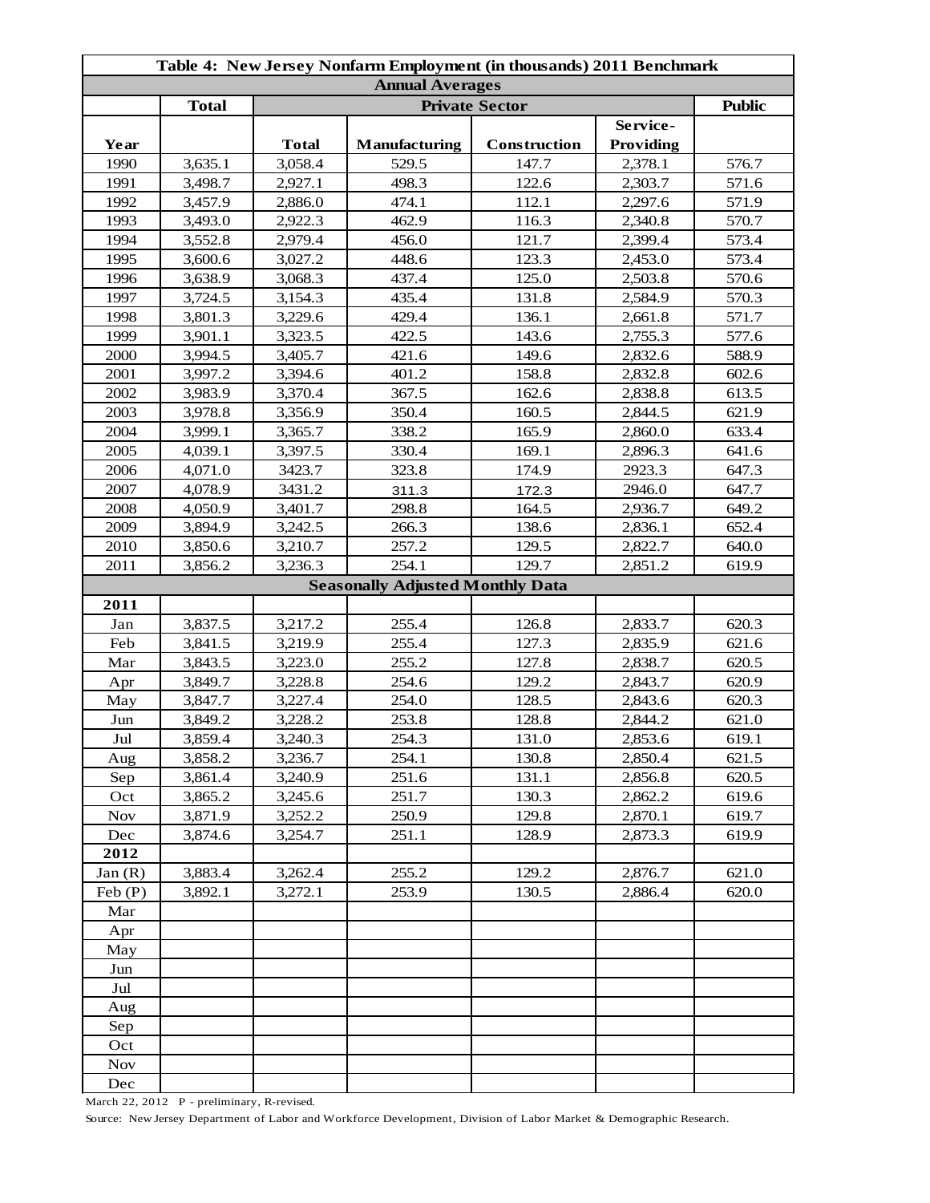| Table 4: New Jersey Nonfarm Employment (in thousands) 2011 Benchmark | | | | | | |
|---|---|---|---|---|---|---|
| **Annual Averages** | | | | | | |
| | **Total** | **Private Sector** | | | | **Public** |
| **Year** | | **Total** | **Manufacturing** | **Construction** | **Service-Providing** | |
| 1990 | 3,635.1 | 3,058.4 | 529.5 | 147.7 | 2,378.1 | 576.7 |
| 1991 | 3,498.7 | 2,927.1 | 498.3 | 122.6 | 2,303.7 | 571.6 |
| 1992 | 3,457.9 | 2,886.0 | 474.1 | 112.1 | 2,297.6 | 571.9 |
| 1993 | 3,493.0 | 2,922.3 | 462.9 | 116.3 | 2,340.8 | 570.7 |
| 1994 | 3,552.8 | 2,979.4 | 456.0 | 121.7 | 2,399.4 | 573.4 |
| 1995 | 3,600.6 | 3,027.2 | 448.6 | 123.3 | 2,453.0 | 573.4 |
| 1996 | 3,638.9 | 3,068.3 | 437.4 | 125.0 | 2,503.8 | 570.6 |
| 1997 | 3,724.5 | 3,154.3 | 435.4 | 131.8 | 2,584.9 | 570.3 |
| 1998 | 3,801.3 | 3,229.6 | 429.4 | 136.1 | 2,661.8 | 571.7 |
| 1999 | 3,901.1 | 3,323.5 | 422.5 | 143.6 | 2,755.3 | 577.6 |
| 2000 | 3,994.5 | 3,405.7 | 421.6 | 149.6 | 2,832.6 | 588.9 |
| 2001 | 3,997.2 | 3,394.6 | 401.2 | 158.8 | 2,832.8 | 602.6 |
| 2002 | 3,983.9 | 3,370.4 | 367.5 | 162.6 | 2,838.8 | 613.5 |
| 2003 | 3,978.8 | 3,356.9 | 350.4 | 160.5 | 2,844.5 | 621.9 |
| 2004 | 3,999.1 | 3,365.7 | 338.2 | 165.9 | 2,860.0 | 633.4 |
| 2005 | 4,039.1 | 3,397.5 | 330.4 | 169.1 | 2,896.3 | 641.6 |
| 2006 | 4,071.0 | 3423.7 | 323.8 | 174.9 | 2923.3 | 647.3 |
| 2007 | 4,078.9 | 3431.2 | 311.3 | 172.3 | 2946.0 | 647.7 |
| 2008 | 4,050.9 | 3,401.7 | 298.8 | 164.5 | 2,936.7 | 649.2 |
| 2009 | 3,894.9 | 3,242.5 | 266.3 | 138.6 | 2,836.1 | 652.4 |
| 2010 | 3,850.6 | 3,210.7 | 257.2 | 129.5 | 2,822.7 | 640.0 |
| 2011 | 3,856.2 | 3,236.3 | 254.1 | 129.7 | 2,851.2 | 619.9 |
| **Seasonally Adjusted Monthly Data** | | | | | | |
| **2011** | | | | | | |
| Jan | 3,837.5 | 3,217.2 | 255.4 | 126.8 | 2,833.7 | 620.3 |
| Feb | 3,841.5 | 3,219.9 | 255.4 | 127.3 | 2,835.9 | 621.6 |
| Mar | 3,843.5 | 3,223.0 | 255.2 | 127.8 | 2,838.7 | 620.5 |
| Apr | 3,849.7 | 3,228.8 | 254.6 | 129.2 | 2,843.7 | 620.9 |
| May | 3,847.7 | 3,227.4 | 254.0 | 128.5 | 2,843.6 | 620.3 |
| Jun | 3,849.2 | 3,228.2 | 253.8 | 128.8 | 2,844.2 | 621.0 |
| Jul | 3,859.4 | 3,240.3 | 254.3 | 131.0 | 2,853.6 | 619.1 |
| Aug | 3,858.2 | 3,236.7 | 254.1 | 130.8 | 2,850.4 | 621.5 |
| Sep | 3,861.4 | 3,240.9 | 251.6 | 131.1 | 2,856.8 | 620.5 |
| Oct | 3,865.2 | 3,245.6 | 251.7 | 130.3 | 2,862.2 | 619.6 |
| Nov | 3,871.9 | 3,252.2 | 250.9 | 129.8 | 2,870.1 | 619.7 |
| Dec | 3,874.6 | 3,254.7 | 251.1 | 128.9 | 2,873.3 | 619.9 |
| **2012** | | | | | | |
| Jan (R) | 3,883.4 | 3,262.4 | 255.2 | 129.2 | 2,876.7 | 621.0 |
| Feb (P) | 3,892.1 | 3,272.1 | 253.9 | 130.5 | 2,886.4 | 620.0 |
| Mar | | | | | | |
| Apr | | | | | | |
| May | | | | | | |
| Jun | | | | | | |
| Jul | | | | | | |
| Aug | | | | | | |
| Sep | | | | | | |
| Oct | | | | | | |
| Nov | | | | | | |
| Dec | | | | | | |

March 22, 2012 P - preliminary, R-revised.

Source: New Jersey Department of Labor and Workforce Development, Division of Labor Market & Demographic Research.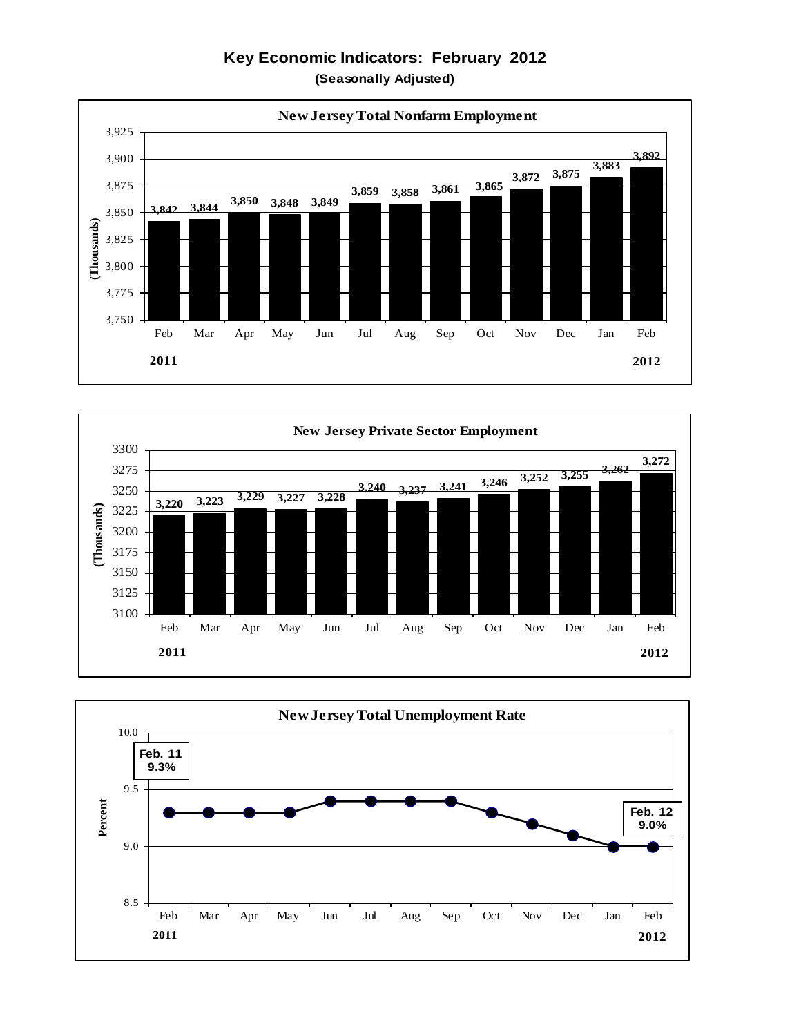# Key Economic Indicators: February 2012

**(Seasonally Adjusted)**

**New Jersey Total Nonfarm Employment**

(Thousands)

3,925
3,900
3,875
3,850
3,825
3,800
3,775
3,750

3,842 3,844 3,850 3,848 3,849 3,859 3,858 3,861 3,865 3,872 3,875 3,883 3,892

Feb Mar Apr May Jun Jul Aug Sep Oct Nov Dec Jan Feb

2011 2012

**New Jersey Private Sector Employment**

(Thousands)

3300
3275
3250
3225
3200
3175
3150
3125
3100

3,220 3,223 3,229 3,227 3,228 3,240 3,237 3,241 3,246 3,252 3,255 3,262 3,272

Feb Mar Apr May Jun Jul Aug Sep Oct Nov Dec Jan Feb

2011 2012

**New Jersey Total Unemployment Rate**

Percent

10.0
9.5
9.0
8.5

Feb. 11
9.3%

Feb. 12
9.0%

Feb Mar Apr May Jun Jul Aug Sep Oct Nov Dec Jan Feb

2011 2012